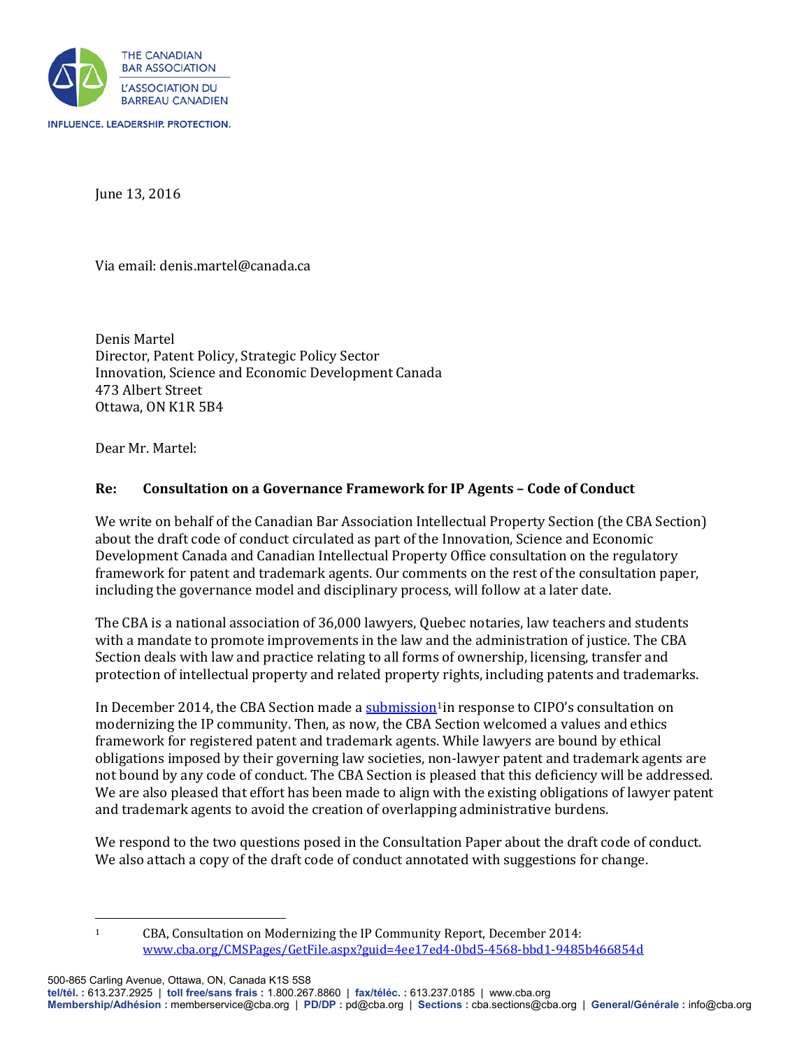THE CANADIAN BAR ASSOCIATION
L'ASSOCIATION DU BARREAU CANADIEN

INFLUENCE. LEADERSHIP. PROTECTION.

June 13, 2016

Via email: denis.martel@canada.ca

Denis Martel
Director, Patent Policy, Strategic Policy Sector
Innovation, Science and Economic Development Canada
473 Albert Street
Ottawa, ON K1R 5B4

Dear Mr. Martel:

**Re: Consultation on a Governance Framework for IP Agents – Code of Conduct**

We write on behalf of the Canadian Bar Association Intellectual Property Section (the CBA Section) about the draft code of conduct circulated as part of the Innovation, Science and Economic Development Canada and Canadian Intellectual Property Office consultation on the regulatory framework for patent and trademark agents. Our comments on the rest of the consultation paper, including the governance model and disciplinary process, will follow at a later date.

The CBA is a national association of 36,000 lawyers, Quebec notaries, law teachers and students with a mandate to promote improvements in the law and the administration of justice. The CBA Section deals with law and practice relating to all forms of ownership, licensing, transfer and protection of intellectual property and related property rights, including patents and trademarks.

In December 2014, the CBA Section made a submission[1] in response to CIPO's consultation on modernizing the IP community. Then, as now, the CBA Section welcomed a values and ethics framework for registered patent and trademark agents. While lawyers are bound by ethical obligations imposed by their governing law societies, non-lawyer patent and trademark agents are not bound by any code of conduct. The CBA Section is pleased that this deficiency will be addressed. We are also pleased that effort has been made to align with the existing obligations of lawyer patent and trademark agents to avoid the creation of overlapping administrative burdens.

We respond to the two questions posed in the Consultation Paper about the draft code of conduct. We also attach a copy of the draft code of conduct annotated with suggestions for change.

[1] CBA, Consultation on Modernizing the IP Community Report, December 2014: www.cba.org/CMSPages/GetFile.aspx?guid=4ee17ed4-0bd5-4568-bbd1-9485b466854d

500-865 Carling Avenue, Ottawa, ON, Canada K1S 5S8
**tel/tél. :** 613.237.2925 | **toll free/sans frais :** 1.800.267.8860 | **fax/téléc. :** 613.237.0185 | www.cba.org
**Membership/Adhésion :** memberservice@cba.org | **PD/DP :** pd@cba.org | **Sections :** cba.sections@cba.org | **General/Générale :** info@cba.org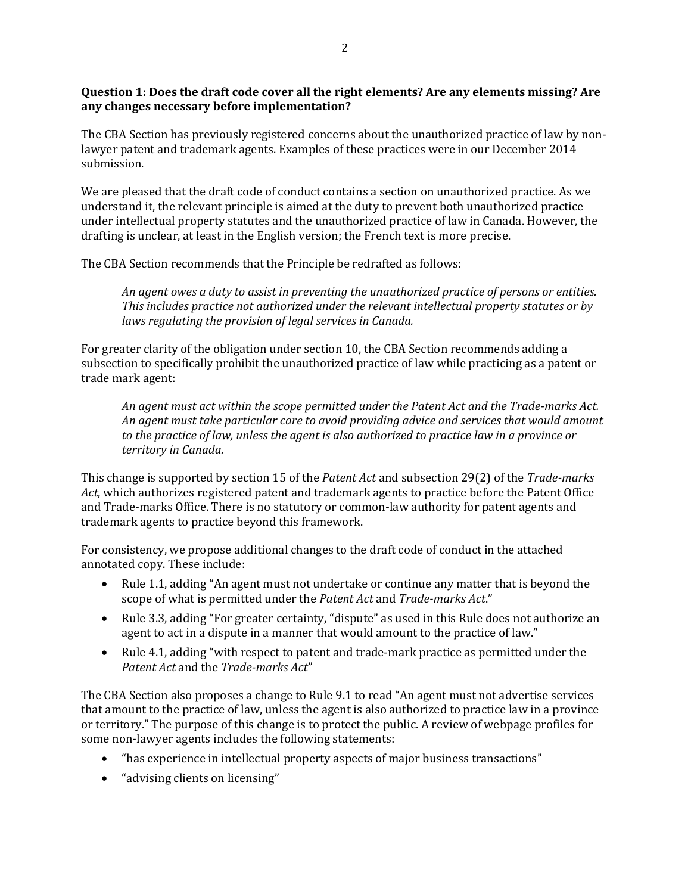**Question 1: Does the draft code cover all the right elements? Are any elements missing? Are any changes necessary before implementation?**

The CBA Section has previously registered concerns about the unauthorized practice of law by non-lawyer patent and trademark agents. Examples of these practices were in our December 2014 submission.

We are pleased that the draft code of conduct contains a section on unauthorized practice. As we understand it, the relevant principle is aimed at the duty to prevent both unauthorized practice under intellectual property statutes and the unauthorized practice of law in Canada. However, the drafting is unclear, at least in the English version; the French text is more precise.

The CBA Section recommends that the Principle be redrafted as follows:

> *An agent owes a duty to assist in preventing the unauthorized practice of persons or entities. This includes practice not authorized under the relevant intellectual property statutes or by laws regulating the provision of legal services in Canada.*

For greater clarity of the obligation under section 10, the CBA Section recommends adding a subsection to specifically prohibit the unauthorized practice of law while practicing as a patent or trade mark agent:

> *An agent must act within the scope permitted under the Patent Act and the Trade-marks Act. An agent must take particular care to avoid providing advice and services that would amount to the practice of law, unless the agent is also authorized to practice law in a province or territory in Canada.*

This change is supported by section 15 of the *Patent Act* and subsection 29(2) of the *Trade-marks Act*, which authorizes registered patent and trademark agents to practice before the Patent Office and Trade-marks Office. There is no statutory or common-law authority for patent agents and trademark agents to practice beyond this framework.

For consistency, we propose additional changes to the draft code of conduct in the attached annotated copy. These include:

- Rule 1.1, adding "An agent must not undertake or continue any matter that is beyond the scope of what is permitted under the *Patent Act* and *Trade-marks Act*."
- Rule 3.3, adding "For greater certainty, "dispute" as used in this Rule does not authorize an agent to act in a dispute in a manner that would amount to the practice of law."
- Rule 4.1, adding "with respect to patent and trade-mark practice as permitted under the *Patent Act* and the *Trade-marks Act*"

The CBA Section also proposes a change to Rule 9.1 to read "An agent must not advertise services that amount to the practice of law, unless the agent is also authorized to practice law in a province or territory." The purpose of this change is to protect the public. A review of webpage profiles for some non-lawyer agents includes the following statements:

- "has experience in intellectual property aspects of major business transactions"
- "advising clients on licensing"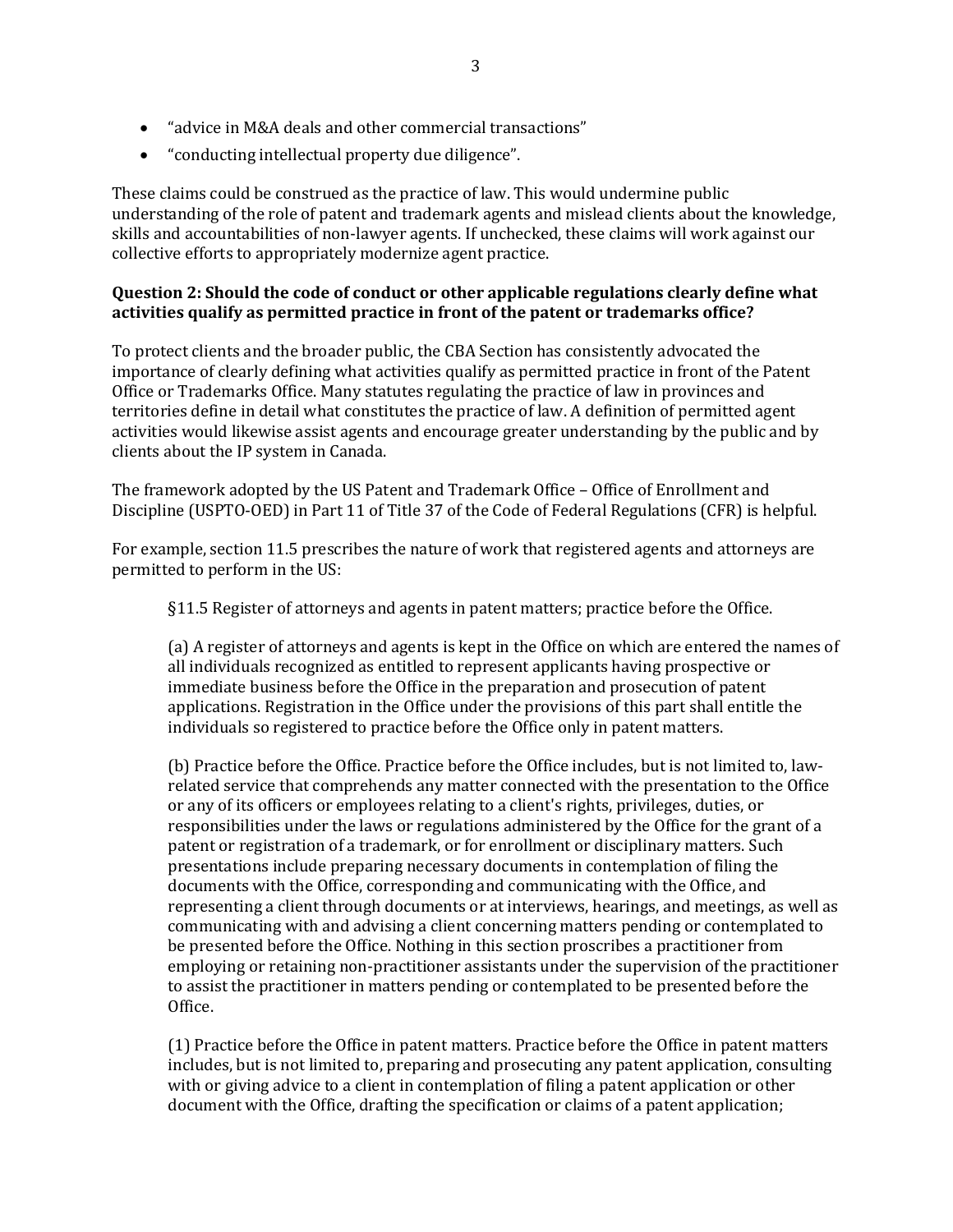- "advice in M&A deals and other commercial transactions"
- "conducting intellectual property due diligence".

These claims could be construed as the practice of law. This would undermine public understanding of the role of patent and trademark agents and mislead clients about the knowledge, skills and accountabilities of non-lawyer agents. If unchecked, these claims will work against our collective efforts to appropriately modernize agent practice.

**Question 2: Should the code of conduct or other applicable regulations clearly define what activities qualify as permitted practice in front of the patent or trademarks office?**

To protect clients and the broader public, the CBA Section has consistently advocated the importance of clearly defining what activities qualify as permitted practice in front of the Patent Office or Trademarks Office. Many statutes regulating the practice of law in provinces and territories define in detail what constitutes the practice of law. A definition of permitted agent activities would likewise assist agents and encourage greater understanding by the public and by clients about the IP system in Canada.

The framework adopted by the US Patent and Trademark Office – Office of Enrollment and Discipline (USPTO-OED) in Part 11 of Title 37 of the Code of Federal Regulations (CFR) is helpful.

For example, section 11.5 prescribes the nature of work that registered agents and attorneys are permitted to perform in the US:

> §11.5 Register of attorneys and agents in patent matters; practice before the Office.
>
> (a) A register of attorneys and agents is kept in the Office on which are entered the names of all individuals recognized as entitled to represent applicants having prospective or immediate business before the Office in the preparation and prosecution of patent applications. Registration in the Office under the provisions of this part shall entitle the individuals so registered to practice before the Office only in patent matters.
>
> (b) Practice before the Office. Practice before the Office includes, but is not limited to, law-related service that comprehends any matter connected with the presentation to the Office or any of its officers or employees relating to a client's rights, privileges, duties, or responsibilities under the laws or regulations administered by the Office for the grant of a patent or registration of a trademark, or for enrollment or disciplinary matters. Such presentations include preparing necessary documents in contemplation of filing the documents with the Office, corresponding and communicating with the Office, and representing a client through documents or at interviews, hearings, and meetings, as well as communicating with and advising a client concerning matters pending or contemplated to be presented before the Office. Nothing in this section proscribes a practitioner from employing or retaining non-practitioner assistants under the supervision of the practitioner to assist the practitioner in matters pending or contemplated to be presented before the Office.
>
> (1) Practice before the Office in patent matters. Practice before the Office in patent matters includes, but is not limited to, preparing and prosecuting any patent application, consulting with or giving advice to a client in contemplation of filing a patent application or other document with the Office, drafting the specification or claims of a patent application;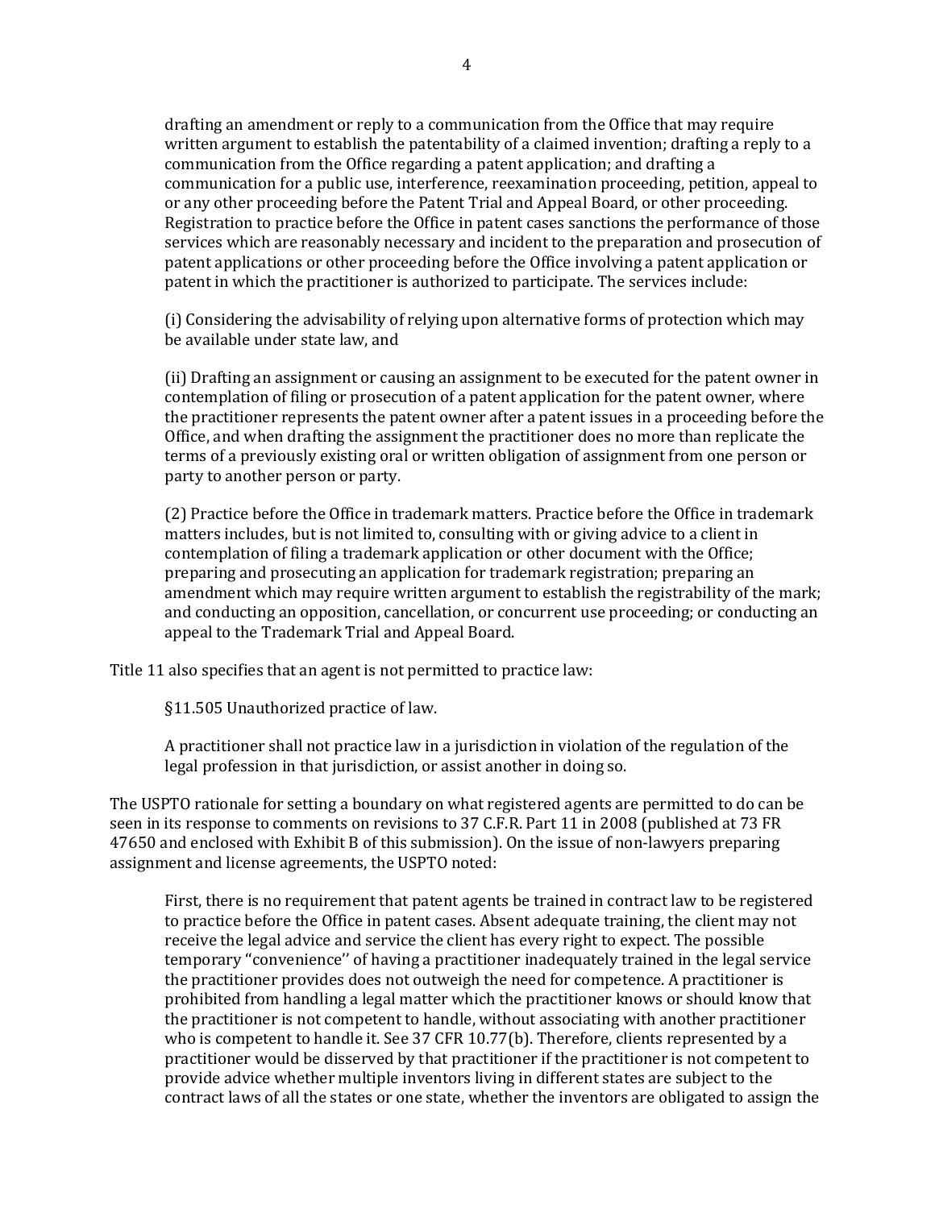drafting an amendment or reply to a communication from the Office that may require written argument to establish the patentability of a claimed invention; drafting a reply to a communication from the Office regarding a patent application; and drafting a communication for a public use, interference, reexamination proceeding, petition, appeal to or any other proceeding before the Patent Trial and Appeal Board, or other proceeding. Registration to practice before the Office in patent cases sanctions the performance of those services which are reasonably necessary and incident to the preparation and prosecution of patent applications or other proceeding before the Office involving a patent application or patent in which the practitioner is authorized to participate. The services include:

> (i) Considering the advisability of relying upon alternative forms of protection which may be available under state law, and
>
> (ii) Drafting an assignment or causing an assignment to be executed for the patent owner in contemplation of filing or prosecution of a patent application for the patent owner, where the practitioner represents the patent owner after a patent issues in a proceeding before the Office, and when drafting the assignment the practitioner does no more than replicate the terms of a previously existing oral or written obligation of assignment from one person or party to another person or party.
>
> (2) Practice before the Office in trademark matters. Practice before the Office in trademark matters includes, but is not limited to, consulting with or giving advice to a client in contemplation of filing a trademark application or other document with the Office; preparing and prosecuting an application for trademark registration; preparing an amendment which may require written argument to establish the registrability of the mark; and conducting an opposition, cancellation, or concurrent use proceeding; or conducting an appeal to the Trademark Trial and Appeal Board.

Title 11 also specifies that an agent is not permitted to practice law:

> §11.505 Unauthorized practice of law.
>
> A practitioner shall not practice law in a jurisdiction in violation of the regulation of the legal profession in that jurisdiction, or assist another in doing so.

The USPTO rationale for setting a boundary on what registered agents are permitted to do can be seen in its response to comments on revisions to 37 C.F.R. Part 11 in 2008 (published at 73 FR 47650 and enclosed with Exhibit B of this submission). On the issue of non-lawyers preparing assignment and license agreements, the USPTO noted:

> First, there is no requirement that patent agents be trained in contract law to be registered to practice before the Office in patent cases. Absent adequate training, the client may not receive the legal advice and service the client has every right to expect. The possible temporary "convenience'' of having a practitioner inadequately trained in the legal service the practitioner provides does not outweigh the need for competence. A practitioner is prohibited from handling a legal matter which the practitioner knows or should know that the practitioner is not competent to handle, without associating with another practitioner who is competent to handle it. See 37 CFR 10.77(b). Therefore, clients represented by a practitioner would be disserved by that practitioner if the practitioner is not competent to provide advice whether multiple inventors living in different states are subject to the contract laws of all the states or one state, whether the inventors are obligated to assign the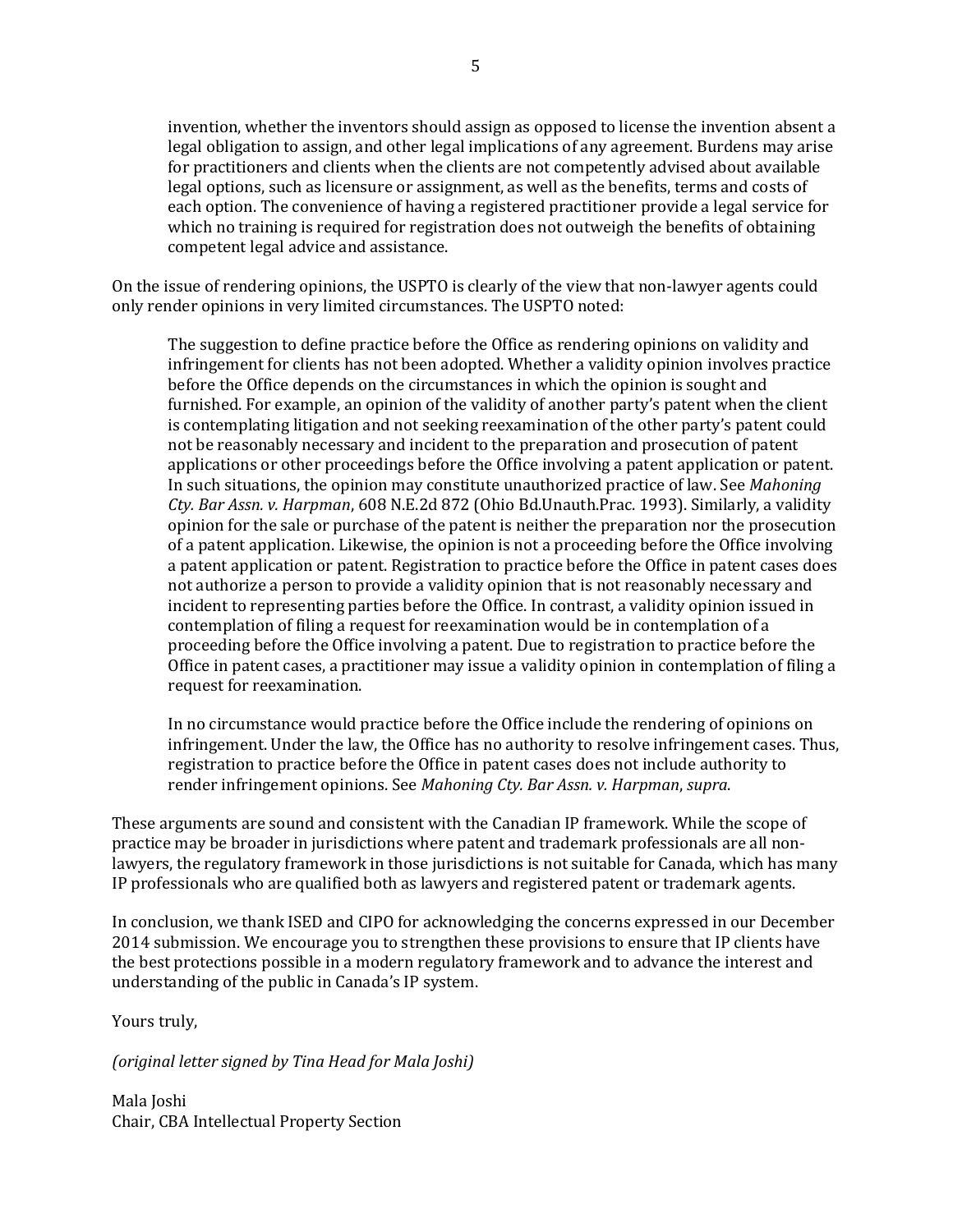> invention, whether the inventors should assign as opposed to license the invention absent a legal obligation to assign, and other legal implications of any agreement. Burdens may arise for practitioners and clients when the clients are not competently advised about available legal options, such as licensure or assignment, as well as the benefits, terms and costs of each option. The convenience of having a registered practitioner provide a legal service for which no training is required for registration does not outweigh the benefits of obtaining competent legal advice and assistance.

On the issue of rendering opinions, the USPTO is clearly of the view that non-lawyer agents could only render opinions in very limited circumstances. The USPTO noted:

> The suggestion to define practice before the Office as rendering opinions on validity and infringement for clients has not been adopted. Whether a validity opinion involves practice before the Office depends on the circumstances in which the opinion is sought and furnished. For example, an opinion of the validity of another party's patent when the client is contemplating litigation and not seeking reexamination of the other party's patent could not be reasonably necessary and incident to the preparation and prosecution of patent applications or other proceedings before the Office involving a patent application or patent. In such situations, the opinion may constitute unauthorized practice of law. See *Mahoning Cty. Bar Assn. v. Harpman*, 608 N.E.2d 872 (Ohio Bd.Unauth.Prac. 1993). Similarly, a validity opinion for the sale or purchase of the patent is neither the preparation nor the prosecution of a patent application. Likewise, the opinion is not a proceeding before the Office involving a patent application or patent. Registration to practice before the Office in patent cases does not authorize a person to provide a validity opinion that is not reasonably necessary and incident to representing parties before the Office. In contrast, a validity opinion issued in contemplation of filing a request for reexamination would be in contemplation of a proceeding before the Office involving a patent. Due to registration to practice before the Office in patent cases, a practitioner may issue a validity opinion in contemplation of filing a request for reexamination.
>
> In no circumstance would practice before the Office include the rendering of opinions on infringement. Under the law, the Office has no authority to resolve infringement cases. Thus, registration to practice before the Office in patent cases does not include authority to render infringement opinions. See *Mahoning Cty. Bar Assn. v. Harpman*, *supra*.

These arguments are sound and consistent with the Canadian IP framework. While the scope of practice may be broader in jurisdictions where patent and trademark professionals are all non-lawyers, the regulatory framework in those jurisdictions is not suitable for Canada, which has many IP professionals who are qualified both as lawyers and registered patent or trademark agents.

In conclusion, we thank ISED and CIPO for acknowledging the concerns expressed in our December 2014 submission. We encourage you to strengthen these provisions to ensure that IP clients have the best protections possible in a modern regulatory framework and to advance the interest and understanding of the public in Canada's IP system.

Yours truly,

*(original letter signed by Tina Head for Mala Joshi)*

Mala Joshi
Chair, CBA Intellectual Property Section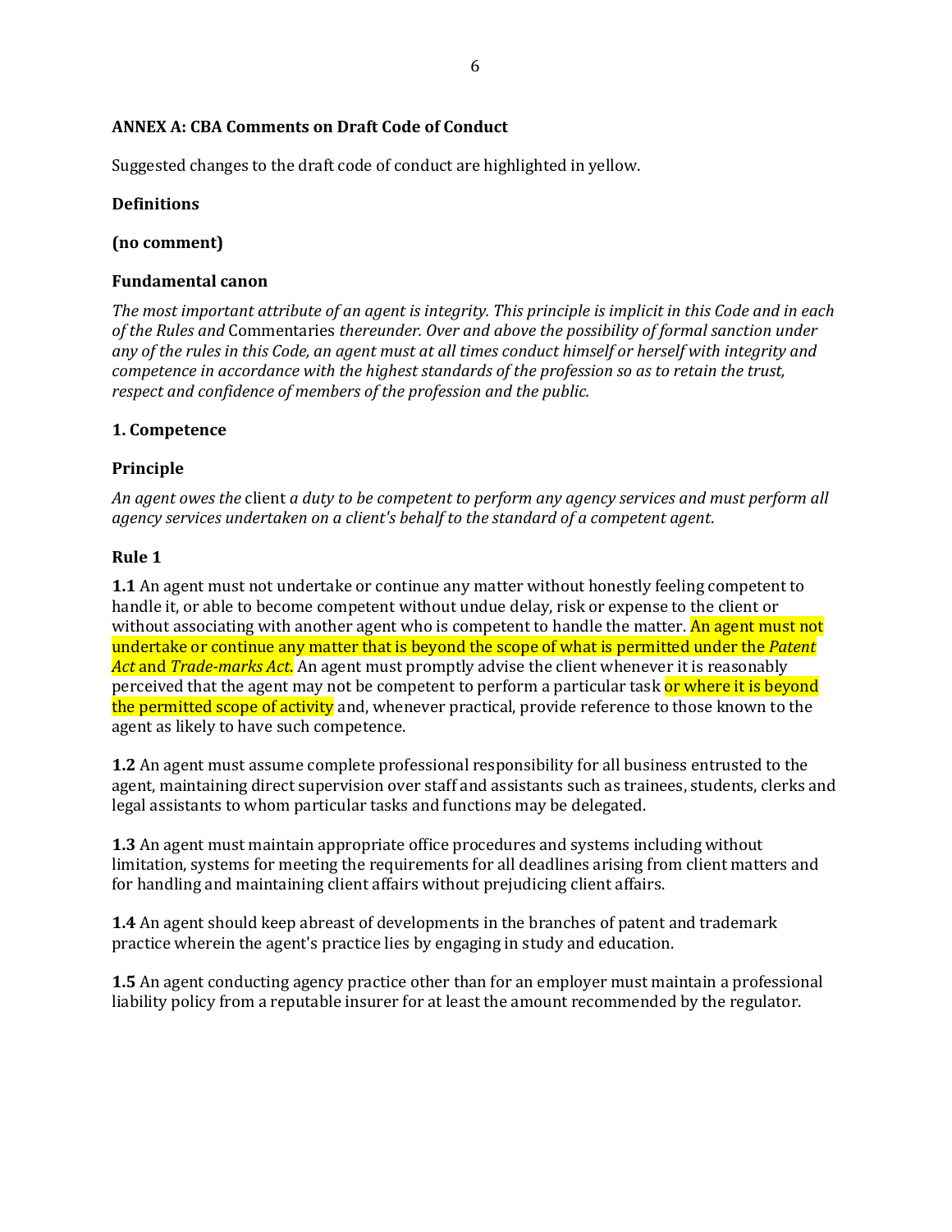**ANNEX A: CBA Comments on Draft Code of Conduct**

Suggested changes to the draft code of conduct are highlighted in yellow.

**Definitions**

**(no comment)**

**Fundamental canon**

*The most important attribute of an agent is integrity. This principle is implicit in this Code and in each of the Rules and* Commentaries *thereunder. Over and above the possibility of formal sanction under any of the rules in this Code, an agent must at all times conduct himself or herself with integrity and competence in accordance with the highest standards of the profession so as to retain the trust, respect and confidence of members of the profession and the public.*

**1. Competence**

**Principle**

*An agent owes the* client *a duty to be competent to perform any agency services and must perform all agency services undertaken on a client's behalf to the standard of a competent agent.*

**Rule 1**

**1.1** An agent must not undertake or continue any matter without honestly feeling competent to handle it, or able to become competent without undue delay, risk or expense to the client or without associating with another agent who is competent to handle the matter. An agent must not undertake or continue any matter that is beyond the scope of what is permitted under the *Patent Act* and *Trade-marks Act*. An agent must promptly advise the client whenever it is reasonably perceived that the agent may not be competent to perform a particular task or where it is beyond the permitted scope of activity and, whenever practical, provide reference to those known to the agent as likely to have such competence.

**1.2** An agent must assume complete professional responsibility for all business entrusted to the agent, maintaining direct supervision over staff and assistants such as trainees, students, clerks and legal assistants to whom particular tasks and functions may be delegated.

**1.3** An agent must maintain appropriate office procedures and systems including without limitation, systems for meeting the requirements for all deadlines arising from client matters and for handling and maintaining client affairs without prejudicing client affairs.

**1.4** An agent should keep abreast of developments in the branches of patent and trademark practice wherein the agent's practice lies by engaging in study and education.

**1.5** An agent conducting agency practice other than for an employer must maintain a professional liability policy from a reputable insurer for at least the amount recommended by the regulator.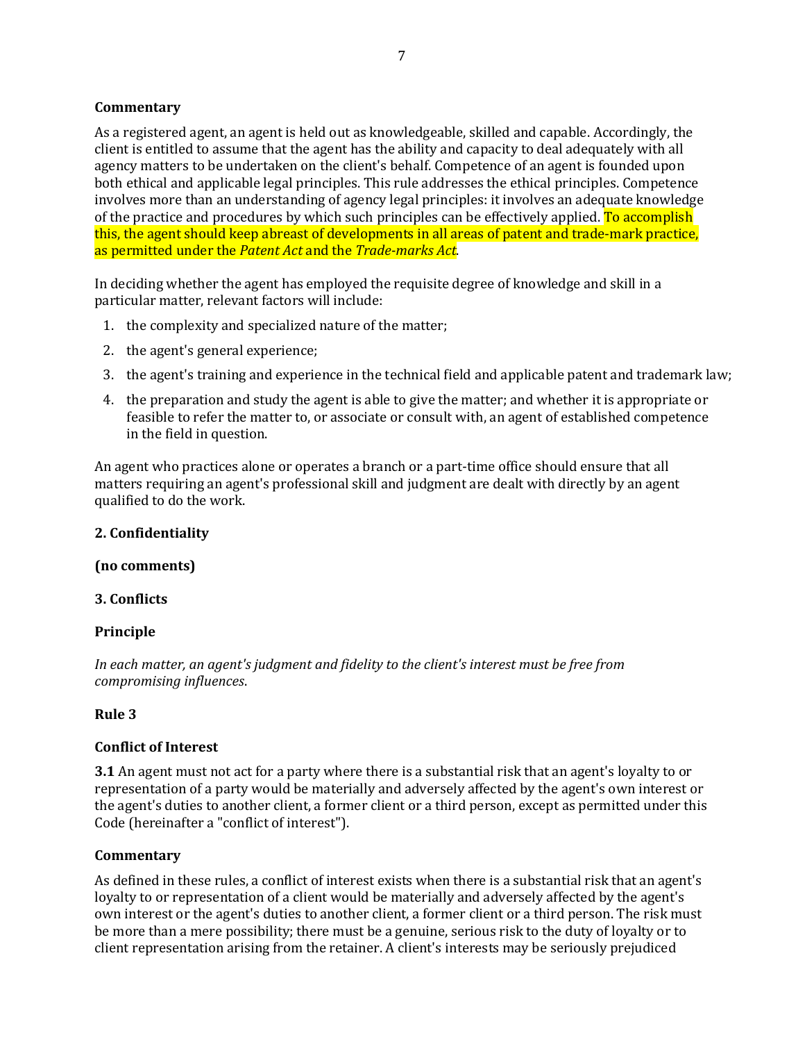**Commentary**

As a registered agent, an agent is held out as knowledgeable, skilled and capable. Accordingly, the client is entitled to assume that the agent has the ability and capacity to deal adequately with all agency matters to be undertaken on the client's behalf. Competence of an agent is founded upon both ethical and applicable legal principles. This rule addresses the ethical principles. Competence involves more than an understanding of agency legal principles: it involves an adequate knowledge of the practice and procedures by which such principles can be effectively applied. To accomplish this, the agent should keep abreast of developments in all areas of patent and trade-mark practice, as permitted under the *Patent Act* and the *Trade-marks Act*.

In deciding whether the agent has employed the requisite degree of knowledge and skill in a particular matter, relevant factors will include:

1. the complexity and specialized nature of the matter;
2. the agent's general experience;
3. the agent's training and experience in the technical field and applicable patent and trademark law;
4. the preparation and study the agent is able to give the matter; and whether it is appropriate or feasible to refer the matter to, or associate or consult with, an agent of established competence in the field in question.

An agent who practices alone or operates a branch or a part-time office should ensure that all matters requiring an agent's professional skill and judgment are dealt with directly by an agent qualified to do the work.

**2. Confidentiality**

**(no comments)**

**3. Conflicts**

**Principle**

*In each matter, an agent's judgment and fidelity to the client's interest must be free from compromising influences*.

**Rule 3**

**Conflict of Interest**

**3.1** An agent must not act for a party where there is a substantial risk that an agent's loyalty to or representation of a party would be materially and adversely affected by the agent's own interest or the agent's duties to another client, a former client or a third person, except as permitted under this Code (hereinafter a "conflict of interest").

**Commentary**

As defined in these rules, a conflict of interest exists when there is a substantial risk that an agent's loyalty to or representation of a client would be materially and adversely affected by the agent's own interest or the agent's duties to another client, a former client or a third person. The risk must be more than a mere possibility; there must be a genuine, serious risk to the duty of loyalty or to client representation arising from the retainer. A client's interests may be seriously prejudiced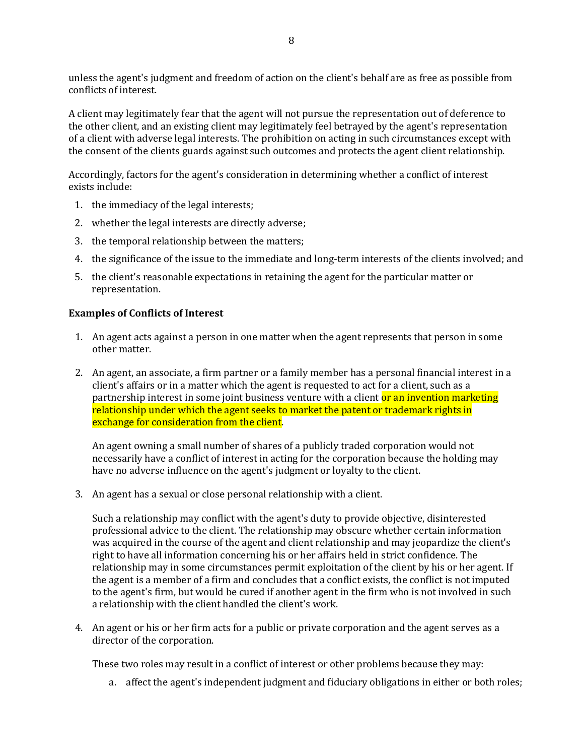unless the agent's judgment and freedom of action on the client's behalf are as free as possible from conflicts of interest.

A client may legitimately fear that the agent will not pursue the representation out of deference to the other client, and an existing client may legitimately feel betrayed by the agent's representation of a client with adverse legal interests. The prohibition on acting in such circumstances except with the consent of the clients guards against such outcomes and protects the agent client relationship.

Accordingly, factors for the agent's consideration in determining whether a conflict of interest exists include:

1. the immediacy of the legal interests;
2. whether the legal interests are directly adverse;
3. the temporal relationship between the matters;
4. the significance of the issue to the immediate and long-term interests of the clients involved; and
5. the client's reasonable expectations in retaining the agent for the particular matter or representation.

**Examples of Conflicts of Interest**

1. An agent acts against a person in one matter when the agent represents that person in some other matter.

2. An agent, an associate, a firm partner or a family member has a personal financial interest in a client's affairs or in a matter which the agent is requested to act for a client, such as a partnership interest in some joint business venture with a client or an invention marketing relationship under which the agent seeks to market the patent or trademark rights in exchange for consideration from the client.

   An agent owning a small number of shares of a publicly traded corporation would not necessarily have a conflict of interest in acting for the corporation because the holding may have no adverse influence on the agent's judgment or loyalty to the client.

3. An agent has a sexual or close personal relationship with a client.

   Such a relationship may conflict with the agent's duty to provide objective, disinterested professional advice to the client. The relationship may obscure whether certain information was acquired in the course of the agent and client relationship and may jeopardize the client's right to have all information concerning his or her affairs held in strict confidence. The relationship may in some circumstances permit exploitation of the client by his or her agent. If the agent is a member of a firm and concludes that a conflict exists, the conflict is not imputed to the agent's firm, but would be cured if another agent in the firm who is not involved in such a relationship with the client handled the client's work.

4. An agent or his or her firm acts for a public or private corporation and the agent serves as a director of the corporation.

   These two roles may result in a conflict of interest or other problems because they may:

   a. affect the agent's independent judgment and fiduciary obligations in either or both roles;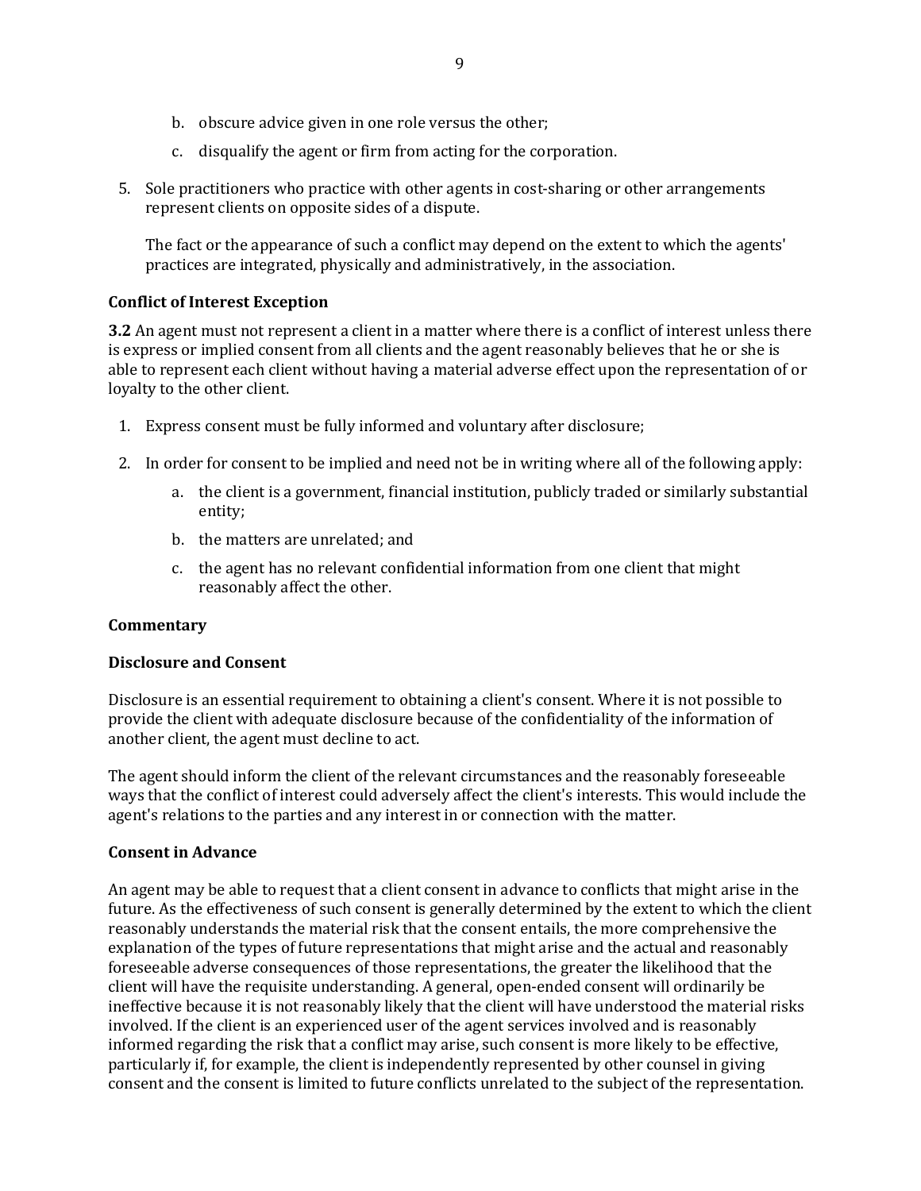b. obscure advice given in one role versus the other;

c. disqualify the agent or firm from acting for the corporation.

5. Sole practitioners who practice with other agents in cost-sharing or other arrangements represent clients on opposite sides of a dispute.

   The fact or the appearance of such a conflict may depend on the extent to which the agents' practices are integrated, physically and administratively, in the association.

**Conflict of Interest Exception**

**3.2** An agent must not represent a client in a matter where there is a conflict of interest unless there is express or implied consent from all clients and the agent reasonably believes that he or she is able to represent each client without having a material adverse effect upon the representation of or loyalty to the other client.

1. Express consent must be fully informed and voluntary after disclosure;

2. In order for consent to be implied and need not be in writing where all of the following apply:

   a. the client is a government, financial institution, publicly traded or similarly substantial entity;

   b. the matters are unrelated; and

   c. the agent has no relevant confidential information from one client that might reasonably affect the other.

**Commentary**

**Disclosure and Consent**

Disclosure is an essential requirement to obtaining a client's consent. Where it is not possible to provide the client with adequate disclosure because of the confidentiality of the information of another client, the agent must decline to act.

The agent should inform the client of the relevant circumstances and the reasonably foreseeable ways that the conflict of interest could adversely affect the client's interests. This would include the agent's relations to the parties and any interest in or connection with the matter.

**Consent in Advance**

An agent may be able to request that a client consent in advance to conflicts that might arise in the future. As the effectiveness of such consent is generally determined by the extent to which the client reasonably understands the material risk that the consent entails, the more comprehensive the explanation of the types of future representations that might arise and the actual and reasonably foreseeable adverse consequences of those representations, the greater the likelihood that the client will have the requisite understanding. A general, open-ended consent will ordinarily be ineffective because it is not reasonably likely that the client will have understood the material risks involved. If the client is an experienced user of the agent services involved and is reasonably informed regarding the risk that a conflict may arise, such consent is more likely to be effective, particularly if, for example, the client is independently represented by other counsel in giving consent and the consent is limited to future conflicts unrelated to the subject of the representation.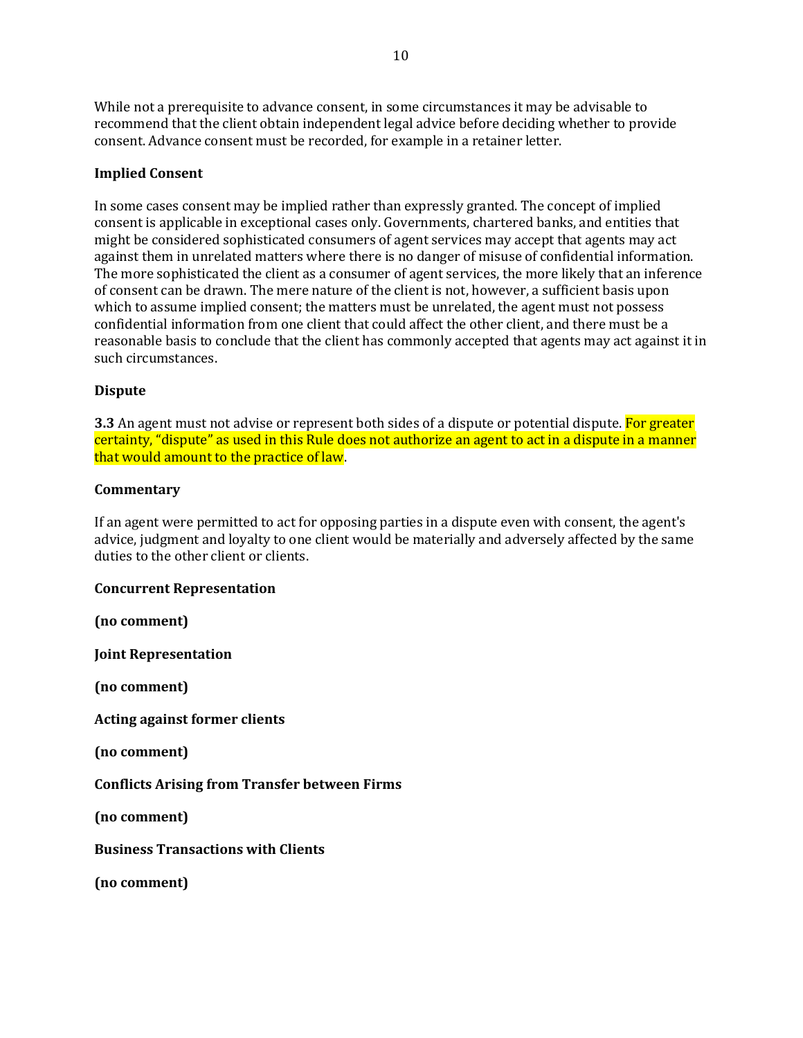While not a prerequisite to advance consent, in some circumstances it may be advisable to recommend that the client obtain independent legal advice before deciding whether to provide consent. Advance consent must be recorded, for example in a retainer letter.

**Implied Consent**

In some cases consent may be implied rather than expressly granted. The concept of implied consent is applicable in exceptional cases only. Governments, chartered banks, and entities that might be considered sophisticated consumers of agent services may accept that agents may act against them in unrelated matters where there is no danger of misuse of confidential information. The more sophisticated the client as a consumer of agent services, the more likely that an inference of consent can be drawn. The mere nature of the client is not, however, a sufficient basis upon which to assume implied consent; the matters must be unrelated, the agent must not possess confidential information from one client that could affect the other client, and there must be a reasonable basis to conclude that the client has commonly accepted that agents may act against it in such circumstances.

**Dispute**

**3.3** An agent must not advise or represent both sides of a dispute or potential dispute. For greater certainty, "dispute" as used in this Rule does not authorize an agent to act in a dispute in a manner that would amount to the practice of law.

**Commentary**

If an agent were permitted to act for opposing parties in a dispute even with consent, the agent's advice, judgment and loyalty to one client would be materially and adversely affected by the same duties to the other client or clients.

**Concurrent Representation**

**(no comment)**

**Joint Representation**

**(no comment)**

**Acting against former clients**

**(no comment)**

**Conflicts Arising from Transfer between Firms**

**(no comment)**

**Business Transactions with Clients**

**(no comment)**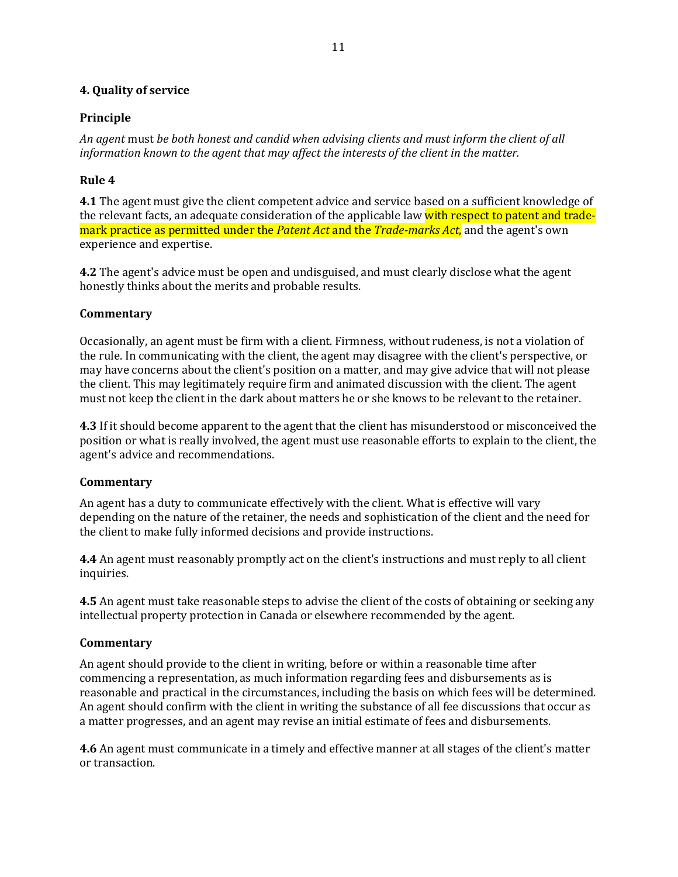## 4. Quality of service

### Principle

*An agent* must *be both honest and candid when advising clients and must inform the client of all information known to the agent that may affect the interests of the client in the matter.*

### Rule 4

**4.1** The agent must give the client competent advice and service based on a sufficient knowledge of the relevant facts, an adequate consideration of the applicable law with respect to patent and trade-mark practice as permitted under the *Patent Act* and the *Trade-marks Act*, and the agent's own experience and expertise.

**4.2** The agent's advice must be open and undisguised, and must clearly disclose what the agent honestly thinks about the merits and probable results.

### Commentary

Occasionally, an agent must be firm with a client. Firmness, without rudeness, is not a violation of the rule. In communicating with the client, the agent may disagree with the client's perspective, or may have concerns about the client's position on a matter, and may give advice that will not please the client. This may legitimately require firm and animated discussion with the client. The agent must not keep the client in the dark about matters he or she knows to be relevant to the retainer.

**4.3** If it should become apparent to the agent that the client has misunderstood or misconceived the position or what is really involved, the agent must use reasonable efforts to explain to the client, the agent's advice and recommendations.

### Commentary

An agent has a duty to communicate effectively with the client. What is effective will vary depending on the nature of the retainer, the needs and sophistication of the client and the need for the client to make fully informed decisions and provide instructions.

**4.4** An agent must reasonably promptly act on the client's instructions and must reply to all client inquiries.

**4.5** An agent must take reasonable steps to advise the client of the costs of obtaining or seeking any intellectual property protection in Canada or elsewhere recommended by the agent.

### Commentary

An agent should provide to the client in writing, before or within a reasonable time after commencing a representation, as much information regarding fees and disbursements as is reasonable and practical in the circumstances, including the basis on which fees will be determined. An agent should confirm with the client in writing the substance of all fee discussions that occur as a matter progresses, and an agent may revise an initial estimate of fees and disbursements.

**4.6** An agent must communicate in a timely and effective manner at all stages of the client's matter or transaction.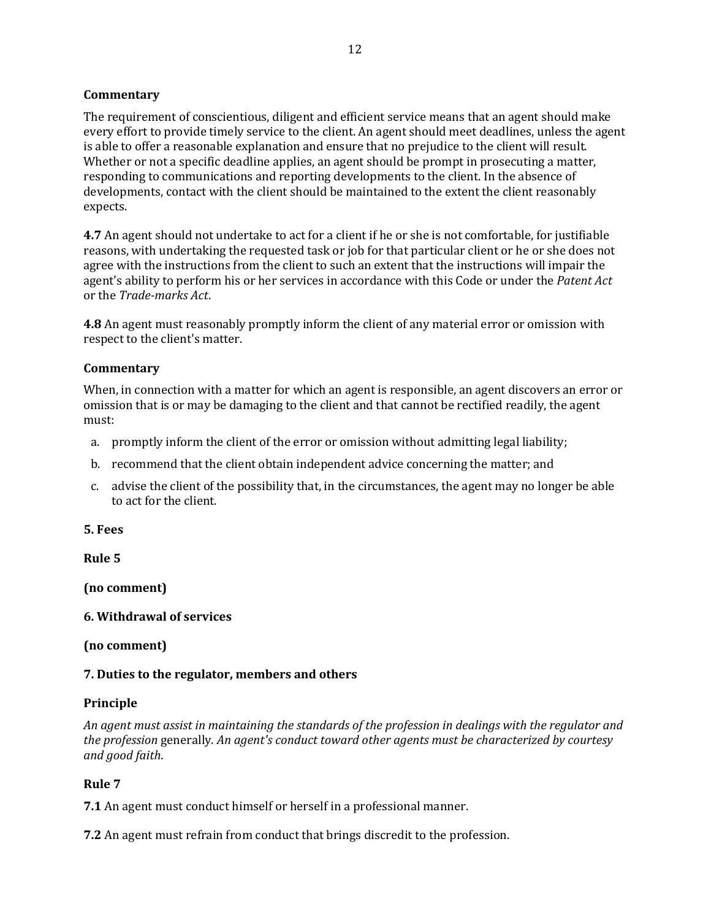**Commentary**

The requirement of conscientious, diligent and efficient service means that an agent should make every effort to provide timely service to the client. An agent should meet deadlines, unless the agent is able to offer a reasonable explanation and ensure that no prejudice to the client will result. Whether or not a specific deadline applies, an agent should be prompt in prosecuting a matter, responding to communications and reporting developments to the client. In the absence of developments, contact with the client should be maintained to the extent the client reasonably expects.

**4.7** An agent should not undertake to act for a client if he or she is not comfortable, for justifiable reasons, with undertaking the requested task or job for that particular client or he or she does not agree with the instructions from the client to such an extent that the instructions will impair the agent's ability to perform his or her services in accordance with this Code or under the *Patent Act* or the *Trade-marks Act*.

**4.8** An agent must reasonably promptly inform the client of any material error or omission with respect to the client's matter.

**Commentary**

When, in connection with a matter for which an agent is responsible, an agent discovers an error or omission that is or may be damaging to the client and that cannot be rectified readily, the agent must:

a. promptly inform the client of the error or omission without admitting legal liability;
b. recommend that the client obtain independent advice concerning the matter; and
c. advise the client of the possibility that, in the circumstances, the agent may no longer be able to act for the client.

**5. Fees**

**Rule 5**

**(no comment)**

**6. Withdrawal of services**

**(no comment)**

**7. Duties to the regulator, members and others**

**Principle**

*An agent must assist in maintaining the standards of the profession in dealings with the regulator and the profession* generally*. An agent's conduct toward other agents must be characterized by courtesy and good faith*.

**Rule 7**

**7.1** An agent must conduct himself or herself in a professional manner.

**7.2** An agent must refrain from conduct that brings discredit to the profession.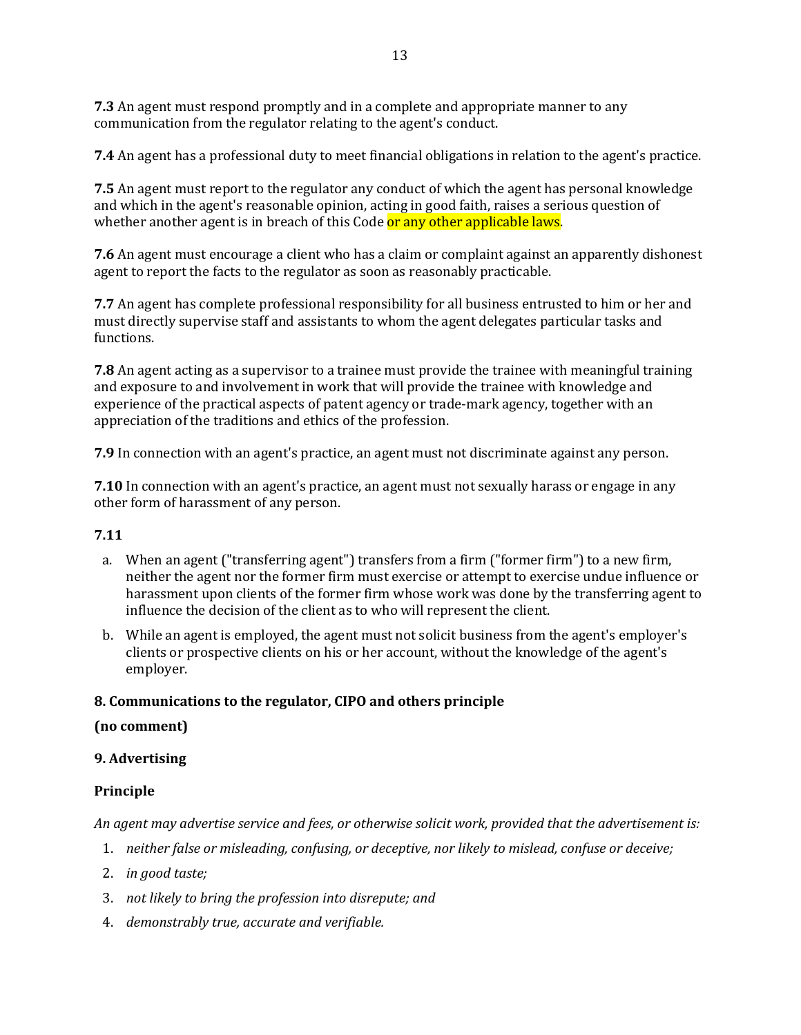**7.3** An agent must respond promptly and in a complete and appropriate manner to any communication from the regulator relating to the agent's conduct.

**7.4** An agent has a professional duty to meet financial obligations in relation to the agent's practice.

**7.5** An agent must report to the regulator any conduct of which the agent has personal knowledge and which in the agent's reasonable opinion, acting in good faith, raises a serious question of whether another agent is in breach of this Code or any other applicable laws.

**7.6** An agent must encourage a client who has a claim or complaint against an apparently dishonest agent to report the facts to the regulator as soon as reasonably practicable.

**7.7** An agent has complete professional responsibility for all business entrusted to him or her and must directly supervise staff and assistants to whom the agent delegates particular tasks and functions.

**7.8** An agent acting as a supervisor to a trainee must provide the trainee with meaningful training and exposure to and involvement in work that will provide the trainee with knowledge and experience of the practical aspects of patent agency or trade-mark agency, together with an appreciation of the traditions and ethics of the profession.

**7.9** In connection with an agent's practice, an agent must not discriminate against any person.

**7.10** In connection with an agent's practice, an agent must not sexually harass or engage in any other form of harassment of any person.

**7.11**

a. When an agent ("transferring agent") transfers from a firm ("former firm") to a new firm, neither the agent nor the former firm must exercise or attempt to exercise undue influence or harassment upon clients of the former firm whose work was done by the transferring agent to influence the decision of the client as to who will represent the client.

b. While an agent is employed, the agent must not solicit business from the agent's employer's clients or prospective clients on his or her account, without the knowledge of the agent's employer.

### 8. Communications to the regulator, CIPO and others principle

**(no comment)**

### 9. Advertising

**Principle**

*An agent may advertise service and fees, or otherwise solicit work, provided that the advertisement is:*

1. *neither false or misleading, confusing, or deceptive, nor likely to mislead, confuse or deceive;*
2. *in good taste;*
3. *not likely to bring the profession into disrepute; and*
4. *demonstrably true, accurate and verifiable.*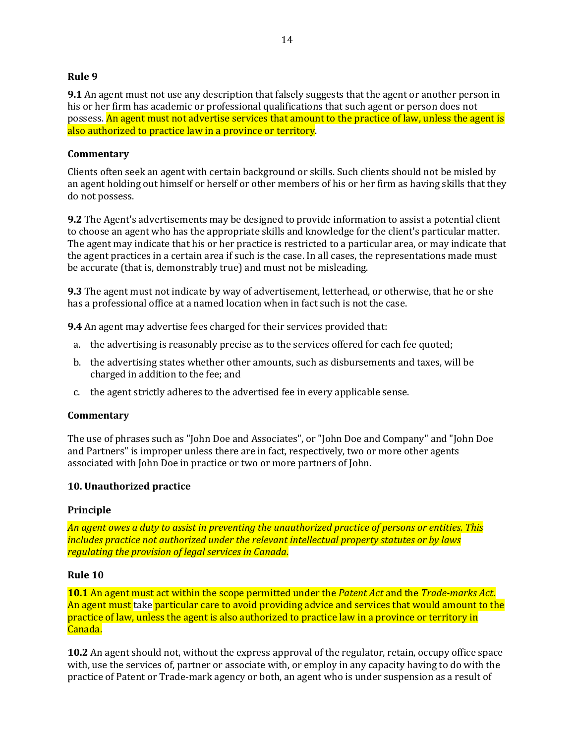**Rule 9**

**9.1** An agent must not use any description that falsely suggests that the agent or another person in his or her firm has academic or professional qualifications that such agent or person does not possess. An agent must not advertise services that amount to the practice of law, unless the agent is also authorized to practice law in a province or territory.

**Commentary**

Clients often seek an agent with certain background or skills. Such clients should not be misled by an agent holding out himself or herself or other members of his or her firm as having skills that they do not possess.

**9.2** The Agent's advertisements may be designed to provide information to assist a potential client to choose an agent who has the appropriate skills and knowledge for the client's particular matter. The agent may indicate that his or her practice is restricted to a particular area, or may indicate that the agent practices in a certain area if such is the case. In all cases, the representations made must be accurate (that is, demonstrably true) and must not be misleading.

**9.3** The agent must not indicate by way of advertisement, letterhead, or otherwise, that he or she has a professional office at a named location when in fact such is not the case.

**9.4** An agent may advertise fees charged for their services provided that:

a. the advertising is reasonably precise as to the services offered for each fee quoted;
b. the advertising states whether other amounts, such as disbursements and taxes, will be charged in addition to the fee; and
c. the agent strictly adheres to the advertised fee in every applicable sense.

**Commentary**

The use of phrases such as "John Doe and Associates", or "John Doe and Company" and "John Doe and Partners" is improper unless there are in fact, respectively, two or more other agents associated with John Doe in practice or two or more partners of John.

**10. Unauthorized practice**

**Principle**

*An agent owes a duty to assist in preventing the unauthorized practice of persons or entities. This includes practice not authorized under the relevant intellectual property statutes or by laws regulating the provision of legal services in Canada.*

**Rule 10**

**10.1** An agent must act within the scope permitted under the *Patent Act* and the *Trade-marks Act*. An agent must take particular care to avoid providing advice and services that would amount to the practice of law, unless the agent is also authorized to practice law in a province or territory in Canada.

**10.2** An agent should not, without the express approval of the regulator, retain, occupy office space with, use the services of, partner or associate with, or employ in any capacity having to do with the practice of Patent or Trade-mark agency or both, an agent who is under suspension as a result of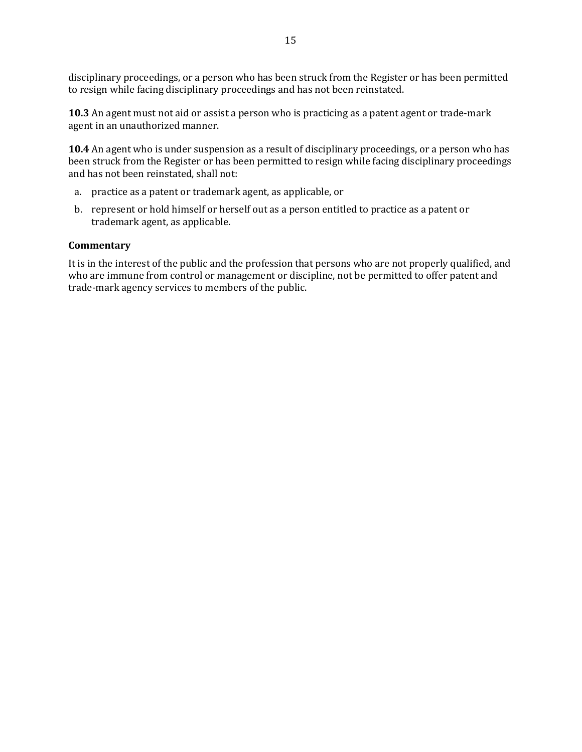disciplinary proceedings, or a person who has been struck from the Register or has been permitted to resign while facing disciplinary proceedings and has not been reinstated.

**10.3** An agent must not aid or assist a person who is practicing as a patent agent or trade-mark agent in an unauthorized manner.

**10.4** An agent who is under suspension as a result of disciplinary proceedings, or a person who has been struck from the Register or has been permitted to resign while facing disciplinary proceedings and has not been reinstated, shall not:

a. practice as a patent or trademark agent, as applicable, or
b. represent or hold himself or herself out as a person entitled to practice as a patent or trademark agent, as applicable.

**Commentary**

It is in the interest of the public and the profession that persons who are not properly qualified, and who are immune from control or management or discipline, not be permitted to offer patent and trade-mark agency services to members of the public.